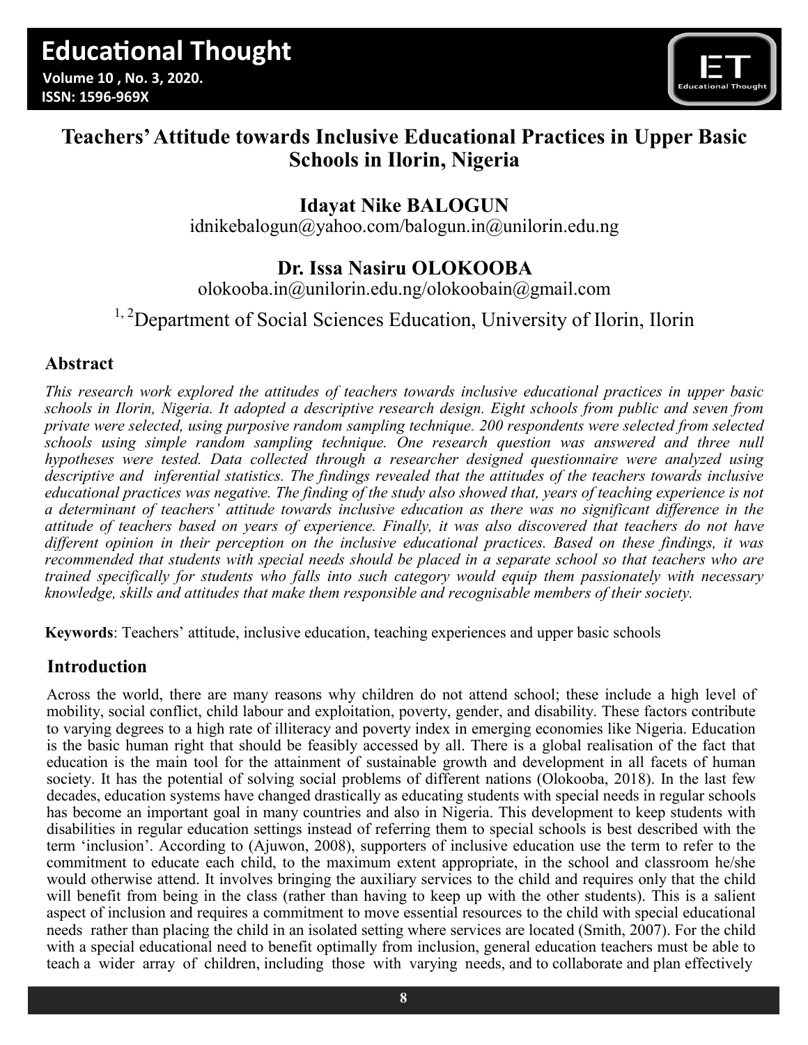# Teachers' Attitude towards Inclusive Educational Practices in Upper Basic Schools in Ilorin, Nigeria

**Idayat Nike BALOGUN**

idnikebalogun@yahoo.com/balogun.in@unilorin.edu.ng

**Dr. Issa Nasiru OLOKOOBA**

olokooba.in@unilorin.edu.ng/olokoobain@gmail.com

[1, 2]Department of Social Sciences Education, University of Ilorin, Ilorin

## Abstract

*This research work explored the attitudes of teachers towards inclusive educational practices in upper basic schools in Ilorin, Nigeria. It adopted a descriptive research design. Eight schools from public and seven from private were selected, using purposive random sampling technique. 200 respondents were selected from selected schools using simple random sampling technique. One research question was answered and three null hypotheses were tested. Data collected through a researcher designed questionnaire were analyzed using descriptive and inferential statistics. The findings revealed that the attitudes of the teachers towards inclusive educational practices was negative. The finding of the study also showed that, years of teaching experience is not a determinant of teachers' attitude towards inclusive education as there was no significant difference in the attitude of teachers based on years of experience. Finally, it was also discovered that teachers do not have different opinion in their perception on the inclusive educational practices. Based on these findings, it was recommended that students with special needs should be placed in a separate school so that teachers who are trained specifically for students who falls into such category would equip them passionately with necessary knowledge, skills and attitudes that make them responsible and recognisable members of their society.*

**Keywords**: Teachers' attitude, inclusive education, teaching experiences and upper basic schools

## Introduction

Across the world, there are many reasons why children do not attend school; these include a high level of mobility, social conflict, child labour and exploitation, poverty, gender, and disability. These factors contribute to varying degrees to a high rate of illiteracy and poverty index in emerging economies like Nigeria. Education is the basic human right that should be feasibly accessed by all. There is a global realisation of the fact that education is the main tool for the attainment of sustainable growth and development in all facets of human society. It has the potential of solving social problems of different nations (Olokooba, 2018). In the last few decades, education systems have changed drastically as educating students with special needs in regular schools has become an important goal in many countries and also in Nigeria. This development to keep students with disabilities in regular education settings instead of referring them to special schools is best described with the term 'inclusion'. According to (Ajuwon, 2008), supporters of inclusive education use the term to refer to the commitment to educate each child, to the maximum extent appropriate, in the school and classroom he/she would otherwise attend. It involves bringing the auxiliary services to the child and requires only that the child will benefit from being in the class (rather than having to keep up with the other students). This is a salient aspect of inclusion and requires a commitment to move essential resources to the child with special educational needs rather than placing the child in an isolated setting where services are located (Smith, 2007). For the child with a special educational need to benefit optimally from inclusion, general education teachers must be able to teach a wider array of children, including those with varying needs, and to collaborate and plan effectively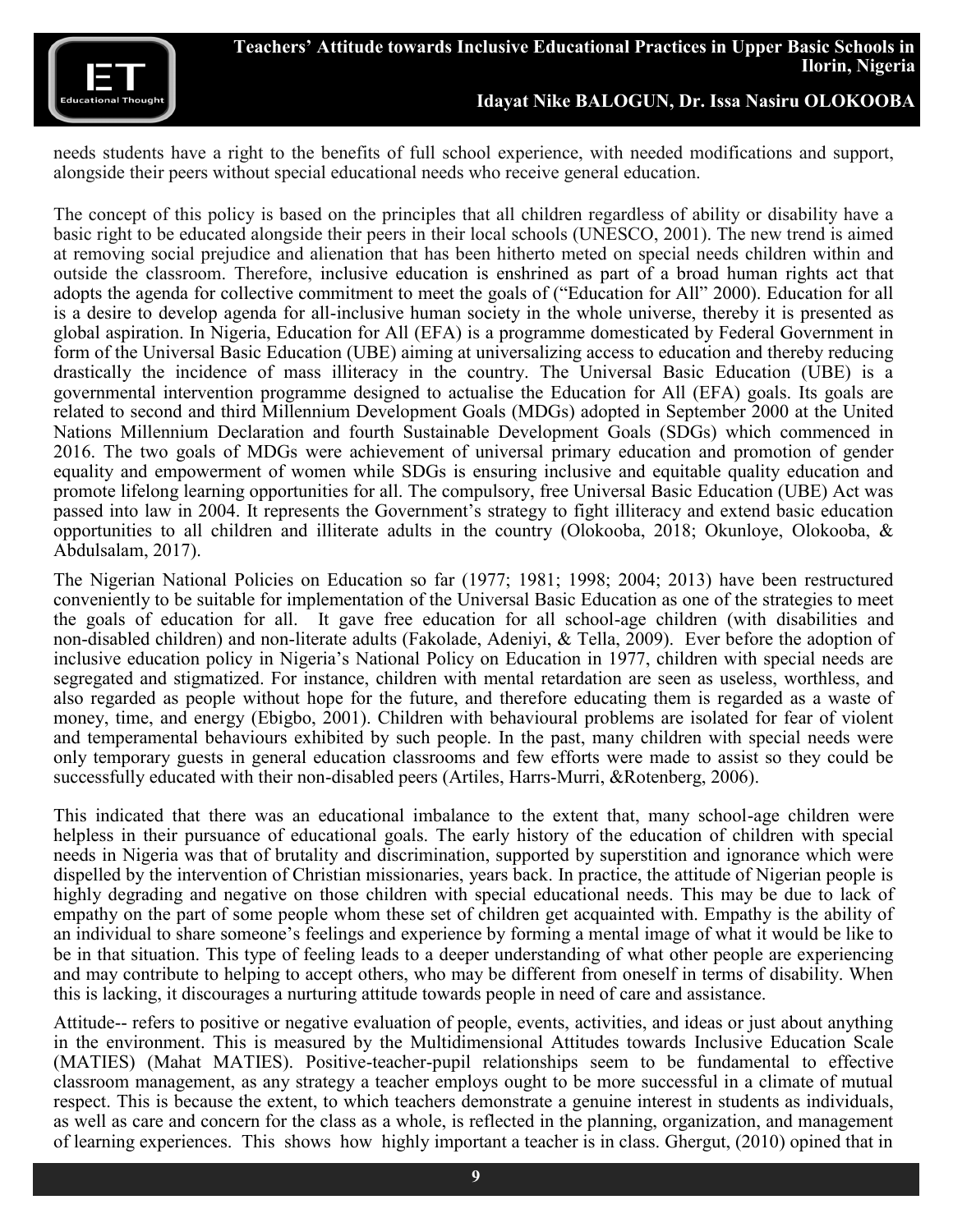needs students have a right to the benefits of full school experience, with needed modifications and support, alongside their peers without special educational needs who receive general education.

The concept of this policy is based on the principles that all children regardless of ability or disability have a basic right to be educated alongside their peers in their local schools (UNESCO, 2001). The new trend is aimed at removing social prejudice and alienation that has been hitherto meted on special needs children within and outside the classroom. Therefore, inclusive education is enshrined as part of a broad human rights act that adopts the agenda for collective commitment to meet the goals of ("Education for All" 2000). Education for all is a desire to develop agenda for all-inclusive human society in the whole universe, thereby it is presented as global aspiration. In Nigeria, Education for All (EFA) is a programme domesticated by Federal Government in form of the Universal Basic Education (UBE) aiming at universalizing access to education and thereby reducing drastically the incidence of mass illiteracy in the country. The Universal Basic Education (UBE) is a governmental intervention programme designed to actualise the Education for All (EFA) goals. Its goals are related to second and third Millennium Development Goals (MDGs) adopted in September 2000 at the United Nations Millennium Declaration and fourth Sustainable Development Goals (SDGs) which commenced in 2016. The two goals of MDGs were achievement of universal primary education and promotion of gender equality and empowerment of women while SDGs is ensuring inclusive and equitable quality education and promote lifelong learning opportunities for all. The compulsory, free Universal Basic Education (UBE) Act was passed into law in 2004. It represents the Government's strategy to fight illiteracy and extend basic education opportunities to all children and illiterate adults in the country (Olokooba, 2018; Okunloye, Olokooba, & Abdulsalam, 2017).

The Nigerian National Policies on Education so far (1977; 1981; 1998; 2004; 2013) have been restructured conveniently to be suitable for implementation of the Universal Basic Education as one of the strategies to meet the goals of education for all. It gave free education for all school-age children (with disabilities and non-disabled children) and non-literate adults (Fakolade, Adeniyi, & Tella, 2009). Ever before the adoption of inclusive education policy in Nigeria's National Policy on Education in 1977, children with special needs are segregated and stigmatized. For instance, children with mental retardation are seen as useless, worthless, and also regarded as people without hope for the future, and therefore educating them is regarded as a waste of money, time, and energy (Ebigbo, 2001). Children with behavioural problems are isolated for fear of violent and temperamental behaviours exhibited by such people. In the past, many children with special needs were only temporary guests in general education classrooms and few efforts were made to assist so they could be successfully educated with their non-disabled peers (Artiles, Harrs-Murri, &Rotenberg, 2006).

This indicated that there was an educational imbalance to the extent that, many school-age children were helpless in their pursuance of educational goals. The early history of the education of children with special needs in Nigeria was that of brutality and discrimination, supported by superstition and ignorance which were dispelled by the intervention of Christian missionaries, years back. In practice, the attitude of Nigerian people is highly degrading and negative on those children with special educational needs. This may be due to lack of empathy on the part of some people whom these set of children get acquainted with. Empathy is the ability of an individual to share someone's feelings and experience by forming a mental image of what it would be like to be in that situation. This type of feeling leads to a deeper understanding of what other people are experiencing and may contribute to helping to accept others, who may be different from oneself in terms of disability. When this is lacking, it discourages a nurturing attitude towards people in need of care and assistance.

Attitude-- refers to positive or negative evaluation of people, events, activities, and ideas or just about anything in the environment. This is measured by the Multidimensional Attitudes towards Inclusive Education Scale (MATIES) (Mahat MATIES). Positive-teacher-pupil relationships seem to be fundamental to effective classroom management, as any strategy a teacher employs ought to be more successful in a climate of mutual respect. This is because the extent, to which teachers demonstrate a genuine interest in students as individuals, as well as care and concern for the class as a whole, is reflected in the planning, organization, and management of learning experiences. This shows how highly important a teacher is in class. Ghergut, (2010) opined that in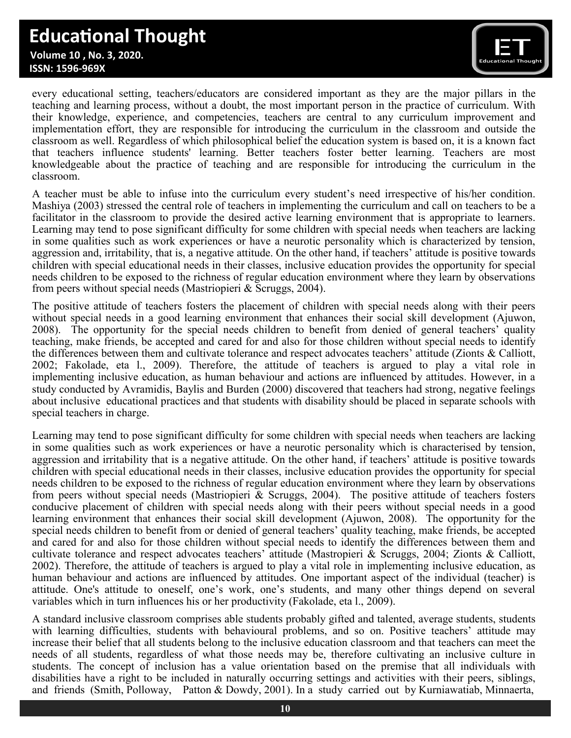every educational setting, teachers/educators are considered important as they are the major pillars in the teaching and learning process, without a doubt, the most important person in the practice of curriculum. With their knowledge, experience, and competencies, teachers are central to any curriculum improvement and implementation effort, they are responsible for introducing the curriculum in the classroom and outside the classroom as well. Regardless of which philosophical belief the education system is based on, it is a known fact that teachers influence students' learning. Better teachers foster better learning. Teachers are most knowledgeable about the practice of teaching and are responsible for introducing the curriculum in the classroom.

A teacher must be able to infuse into the curriculum every student's need irrespective of his/her condition. Mashiya (2003) stressed the central role of teachers in implementing the curriculum and call on teachers to be a facilitator in the classroom to provide the desired active learning environment that is appropriate to learners. Learning may tend to pose significant difficulty for some children with special needs when teachers are lacking in some qualities such as work experiences or have a neurotic personality which is characterized by tension, aggression and, irritability, that is, a negative attitude. On the other hand, if teachers' attitude is positive towards children with special educational needs in their classes, inclusive education provides the opportunity for special needs children to be exposed to the richness of regular education environment where they learn by observations from peers without special needs (Mastriopieri & Scruggs, 2004).

The positive attitude of teachers fosters the placement of children with special needs along with their peers without special needs in a good learning environment that enhances their social skill development (Ajuwon, 2008). The opportunity for the special needs children to benefit from denied of general teachers' quality teaching, make friends, be accepted and cared for and also for those children without special needs to identify the differences between them and cultivate tolerance and respect advocates teachers' attitude (Zionts & Calliott, 2002; Fakolade, eta l., 2009). Therefore, the attitude of teachers is argued to play a vital role in implementing inclusive education, as human behaviour and actions are influenced by attitudes. However, in a study conducted by Avramidis, Baylis and Burden (2000) discovered that teachers had strong, negative feelings about inclusive educational practices and that students with disability should be placed in separate schools with special teachers in charge.

Learning may tend to pose significant difficulty for some children with special needs when teachers are lacking in some qualities such as work experiences or have a neurotic personality which is characterised by tension, aggression and irritability that is a negative attitude. On the other hand, if teachers' attitude is positive towards children with special educational needs in their classes, inclusive education provides the opportunity for special needs children to be exposed to the richness of regular education environment where they learn by observations from peers without special needs (Mastriopieri & Scruggs, 2004). The positive attitude of teachers fosters conducive placement of children with special needs along with their peers without special needs in a good learning environment that enhances their social skill development (Ajuwon, 2008). The opportunity for the special needs children to benefit from or denied of general teachers' quality teaching, make friends, be accepted and cared for and also for those children without special needs to identify the differences between them and cultivate tolerance and respect advocates teachers' attitude (Mastropieri & Scruggs, 2004; Zionts & Calliott, 2002). Therefore, the attitude of teachers is argued to play a vital role in implementing inclusive education, as human behaviour and actions are influenced by attitudes. One important aspect of the individual (teacher) is attitude. One's attitude to oneself, one's work, one's students, and many other things depend on several variables which in turn influences his or her productivity (Fakolade, eta l., 2009).

A standard inclusive classroom comprises able students probably gifted and talented, average students, students with learning difficulties, students with behavioural problems, and so on. Positive teachers' attitude may increase their belief that all students belong to the inclusive education classroom and that teachers can meet the needs of all students, regardless of what those needs may be, therefore cultivating an inclusive culture in students. The concept of inclusion has a value orientation based on the premise that all individuals with disabilities have a right to be included in naturally occurring settings and activities with their peers, siblings, and friends (Smith, Polloway, Patton & Dowdy, 2001). In a study carried out by Kurniawatiab, Minnaerta,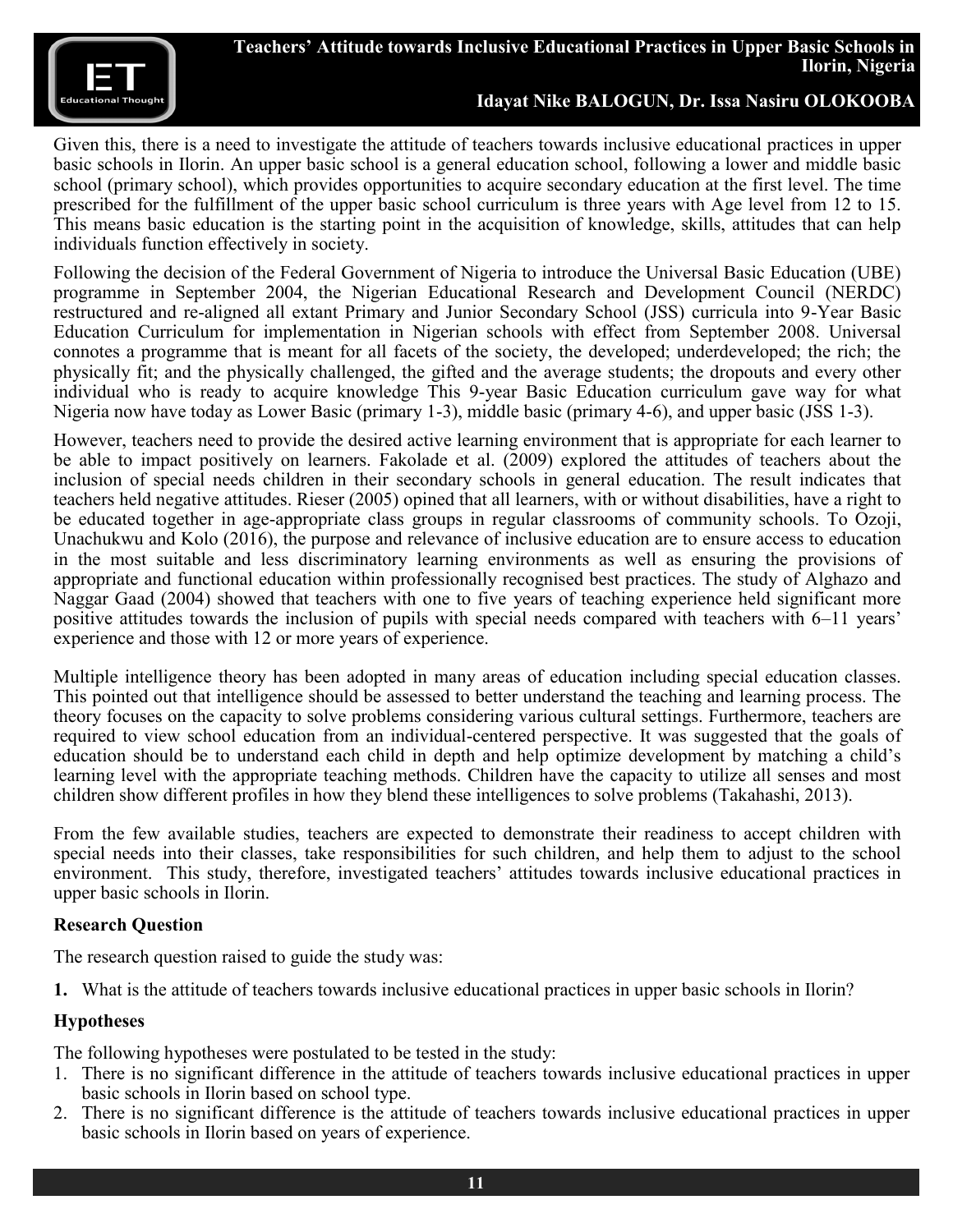Given this, there is a need to investigate the attitude of teachers towards inclusive educational practices in upper basic schools in Ilorin. An upper basic school is a general education school, following a lower and middle basic school (primary school), which provides opportunities to acquire secondary education at the first level. The time prescribed for the fulfillment of the upper basic school curriculum is three years with Age level from 12 to 15. This means basic education is the starting point in the acquisition of knowledge, skills, attitudes that can help individuals function effectively in society.

Following the decision of the Federal Government of Nigeria to introduce the Universal Basic Education (UBE) programme in September 2004, the Nigerian Educational Research and Development Council (NERDC) restructured and re-aligned all extant Primary and Junior Secondary School (JSS) curricula into 9-Year Basic Education Curriculum for implementation in Nigerian schools with effect from September 2008. Universal connotes a programme that is meant for all facets of the society, the developed; underdeveloped; the rich; the physically fit; and the physically challenged, the gifted and the average students; the dropouts and every other individual who is ready to acquire knowledge This 9-year Basic Education curriculum gave way for what Nigeria now have today as Lower Basic (primary 1-3), middle basic (primary 4-6), and upper basic (JSS 1-3).

However, teachers need to provide the desired active learning environment that is appropriate for each learner to be able to impact positively on learners. Fakolade et al. (2009) explored the attitudes of teachers about the inclusion of special needs children in their secondary schools in general education. The result indicates that teachers held negative attitudes. Rieser (2005) opined that all learners, with or without disabilities, have a right to be educated together in age-appropriate class groups in regular classrooms of community schools. To Ozoji, Unachukwu and Kolo (2016), the purpose and relevance of inclusive education are to ensure access to education in the most suitable and less discriminatory learning environments as well as ensuring the provisions of appropriate and functional education within professionally recognised best practices. The study of Alghazo and Naggar Gaad (2004) showed that teachers with one to five years of teaching experience held significant more positive attitudes towards the inclusion of pupils with special needs compared with teachers with 6–11 years' experience and those with 12 or more years of experience.

Multiple intelligence theory has been adopted in many areas of education including special education classes. This pointed out that intelligence should be assessed to better understand the teaching and learning process. The theory focuses on the capacity to solve problems considering various cultural settings. Furthermore, teachers are required to view school education from an individual-centered perspective. It was suggested that the goals of education should be to understand each child in depth and help optimize development by matching a child's learning level with the appropriate teaching methods. Children have the capacity to utilize all senses and most children show different profiles in how they blend these intelligences to solve problems (Takahashi, 2013).

From the few available studies, teachers are expected to demonstrate their readiness to accept children with special needs into their classes, take responsibilities for such children, and help them to adjust to the school environment. This study, therefore, investigated teachers' attitudes towards inclusive educational practices in upper basic schools in Ilorin.

### Research Question

The research question raised to guide the study was:

1. What is the attitude of teachers towards inclusive educational practices in upper basic schools in Ilorin?

### Hypotheses

The following hypotheses were postulated to be tested in the study:

1. There is no significant difference in the attitude of teachers towards inclusive educational practices in upper basic schools in Ilorin based on school type.
2. There is no significant difference is the attitude of teachers towards inclusive educational practices in upper basic schools in Ilorin based on years of experience.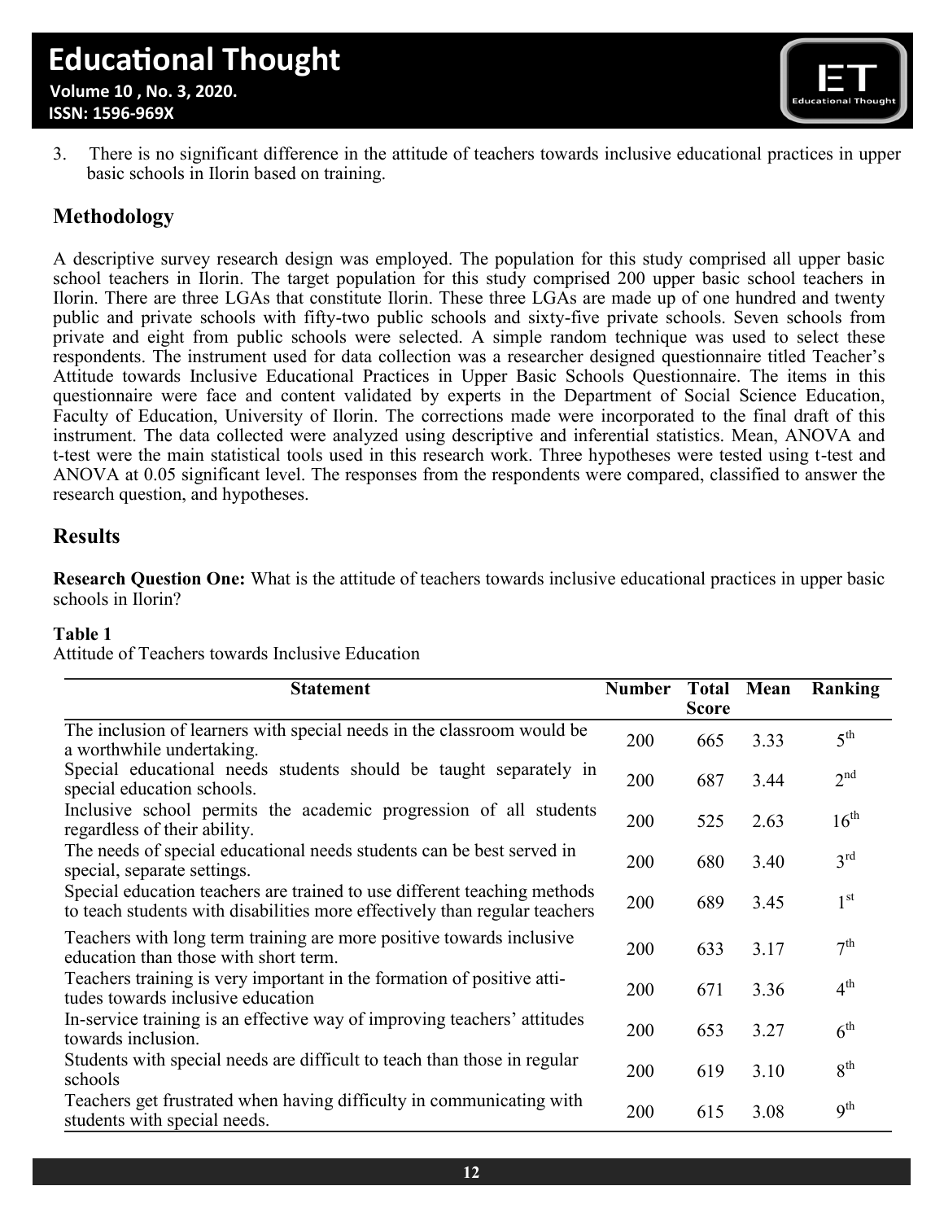3. There is no significant difference in the attitude of teachers towards inclusive educational practices in upper basic schools in Ilorin based on training.

## Methodology

A descriptive survey research design was employed. The population for this study comprised all upper basic school teachers in Ilorin. The target population for this study comprised 200 upper basic school teachers in Ilorin. There are three LGAs that constitute Ilorin. These three LGAs are made up of one hundred and twenty public and private schools with fifty-two public schools and sixty-five private schools. Seven schools from private and eight from public schools were selected. A simple random technique was used to select these respondents. The instrument used for data collection was a researcher designed questionnaire titled Teacher's Attitude towards Inclusive Educational Practices in Upper Basic Schools Questionnaire. The items in this questionnaire were face and content validated by experts in the Department of Social Science Education, Faculty of Education, University of Ilorin. The corrections made were incorporated to the final draft of this instrument. The data collected were analyzed using descriptive and inferential statistics. Mean, ANOVA and t-test were the main statistical tools used in this research work. Three hypotheses were tested using t-test and ANOVA at 0.05 significant level. The responses from the respondents were compared, classified to answer the research question, and hypotheses.

## Results

**Research Question One:** What is the attitude of teachers towards inclusive educational practices in upper basic schools in Ilorin?

**Table 1**

Attitude of Teachers towards Inclusive Education

| Statement | Number | Total Score | Mean | Ranking |
|---|---|---|---|---|
| The inclusion of learners with special needs in the classroom would be a worthwhile undertaking. | 200 | 665 | 3.33 | 5th |
| Special educational needs students should be taught separately in special education schools. | 200 | 687 | 3.44 | 2nd |
| Inclusive school permits the academic progression of all students regardless of their ability. | 200 | 525 | 2.63 | 16th |
| The needs of special educational needs students can be best served in special, separate settings. | 200 | 680 | 3.40 | 3rd |
| Special education teachers are trained to use different teaching methods to teach students with disabilities more effectively than regular teachers | 200 | 689 | 3.45 | 1st |
| Teachers with long term training are more positive towards inclusive education than those with short term. | 200 | 633 | 3.17 | 7th |
| Teachers training is very important in the formation of positive attitudes towards inclusive education | 200 | 671 | 3.36 | 4th |
| In-service training is an effective way of improving teachers' attitudes towards inclusion. | 200 | 653 | 3.27 | 6th |
| Students with special needs are difficult to teach than those in regular schools | 200 | 619 | 3.10 | 8th |
| Teachers get frustrated when having difficulty in communicating with students with special needs. | 200 | 615 | 3.08 | 9th |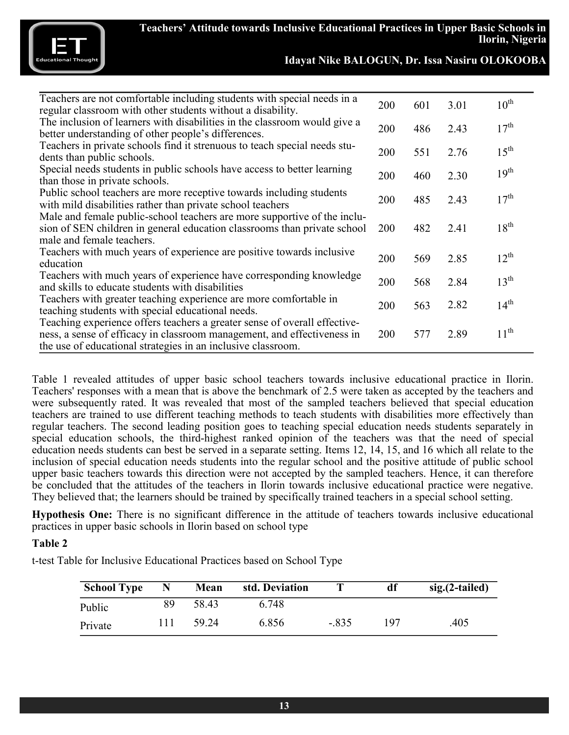| | | | | |
|---|---|---|---|---|
| Teachers are not comfortable including students with special needs in a regular classroom with other students without a disability. | 200 | 601 | 3.01 | 10th |
| The inclusion of learners with disabilities in the classroom would give a better understanding of other people's differences. | 200 | 486 | 2.43 | 17th |
| Teachers in private schools find it strenuous to teach special needs students than public schools. | 200 | 551 | 2.76 | 15th |
| Special needs students in public schools have access to better learning than those in private schools. | 200 | 460 | 2.30 | 19th |
| Public school teachers are more receptive towards including students with mild disabilities rather than private school teachers | 200 | 485 | 2.43 | 17th |
| Male and female public-school teachers are more supportive of the inclusion of SEN children in general education classrooms than private school male and female teachers. | 200 | 482 | 2.41 | 18th |
| Teachers with much years of experience are positive towards inclusive education | 200 | 569 | 2.85 | 12th |
| Teachers with much years of experience have corresponding knowledge and skills to educate students with disabilities | 200 | 568 | 2.84 | 13th |
| Teachers with greater teaching experience are more comfortable in teaching students with special educational needs. | 200 | 563 | 2.82 | 14th |
| Teaching experience offers teachers a greater sense of overall effectiveness, a sense of efficacy in classroom management, and effectiveness in the use of educational strategies in an inclusive classroom. | 200 | 577 | 2.89 | 11th |

Table 1 revealed attitudes of upper basic school teachers towards inclusive educational practice in Ilorin. Teachers' responses with a mean that is above the benchmark of 2.5 were taken as accepted by the teachers and were subsequently rated. It was revealed that most of the sampled teachers believed that special education teachers are trained to use different teaching methods to teach students with disabilities more effectively than regular teachers. The second leading position goes to teaching special education needs students separately in special education schools, the third-highest ranked opinion of the teachers was that the need of special education needs students can best be served in a separate setting. Items 12, 14, 15, and 16 which all relate to the inclusion of special education needs students into the regular school and the positive attitude of public school upper basic teachers towards this direction were not accepted by the sampled teachers. Hence, it can therefore be concluded that the attitudes of the teachers in Ilorin towards inclusive educational practice were negative. They believed that; the learners should be trained by specifically trained teachers in a special school setting.

**Hypothesis One:** There is no significant difference in the attitude of teachers towards inclusive educational practices in upper basic schools in Ilorin based on school type

**Table 2**

t-test Table for Inclusive Educational Practices based on School Type

| School Type | N | Mean | std. Deviation | T | df | sig.(2-tailed) |
|---|---|---|---|---|---|---|
| Public | 89 | 58.43 | 6.748 | | | |
| Private | 111 | 59.24 | 6.856 | -.835 | 197 | .405 |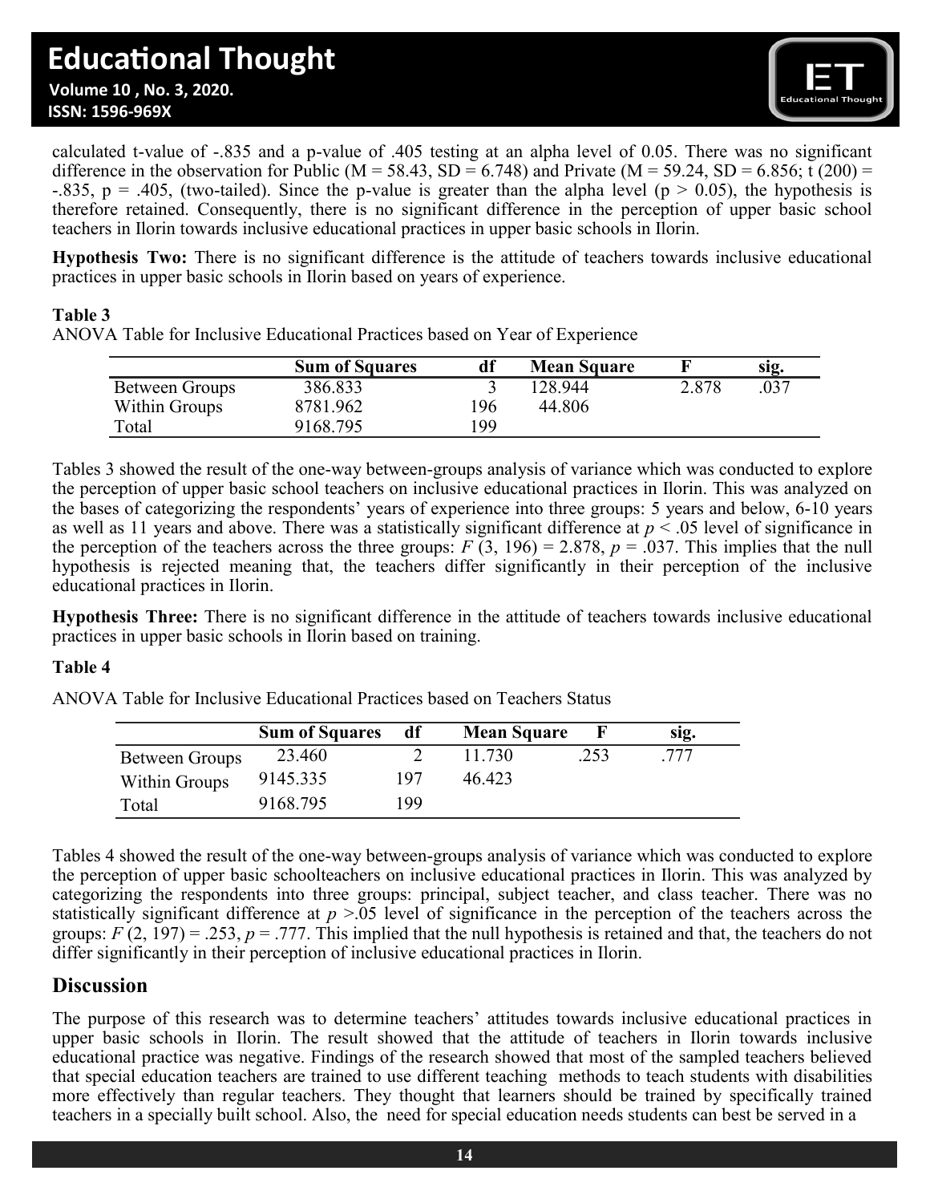calculated t-value of -.835 and a p-value of .405 testing at an alpha level of 0.05. There was no significant difference in the observation for Public (M = 58.43, SD = 6.748) and Private (M = 59.24, SD = 6.856; t (200) = -.835, p = .405, (two-tailed). Since the p-value is greater than the alpha level (p > 0.05), the hypothesis is therefore retained. Consequently, there is no significant difference in the perception of upper basic school teachers in Ilorin towards inclusive educational practices in upper basic schools in Ilorin.

**Hypothesis Two:** There is no significant difference is the attitude of teachers towards inclusive educational practices in upper basic schools in Ilorin based on years of experience.

**Table 3**

ANOVA Table for Inclusive Educational Practices based on Year of Experience

| | Sum of Squares | df | Mean Square | F | sig. |
|---|---|---|---|---|---|
| Between Groups | 386.833 | 3 | 128.944 | 2.878 | .037 |
| Within Groups | 8781.962 | 196 | 44.806 | | |
| Total | 9168.795 | 199 | | | |

Tables 3 showed the result of the one-way between-groups analysis of variance which was conducted to explore the perception of upper basic school teachers on inclusive educational practices in Ilorin. This was analyzed on the bases of categorizing the respondents' years of experience into three groups: 5 years and below, 6-10 years as well as 11 years and above. There was a statistically significant difference at $p < .05$ level of significance in the perception of the teachers across the three groups: $F$ (3, 196) = 2.878, $p$ = .037. This implies that the null hypothesis is rejected meaning that, the teachers differ significantly in their perception of the inclusive educational practices in Ilorin.

**Hypothesis Three:** There is no significant difference in the attitude of teachers towards inclusive educational practices in upper basic schools in Ilorin based on training.

**Table 4**

ANOVA Table for Inclusive Educational Practices based on Teachers Status

| | Sum of Squares | df | Mean Square | F | sig. |
|---|---|---|---|---|---|
| Between Groups | 23.460 | 2 | 11.730 | .253 | .777 |
| Within Groups | 9145.335 | 197 | 46.423 | | |
| Total | 9168.795 | 199 | | | |

Tables 4 showed the result of the one-way between-groups analysis of variance which was conducted to explore the perception of upper basic schoolteachers on inclusive educational practices in Ilorin. This was analyzed by categorizing the respondents into three groups: principal, subject teacher, and class teacher. There was no statistically significant difference at $p$ >.05 level of significance in the perception of the teachers across the groups: $F$ (2, 197) = .253, $p$ = .777. This implied that the null hypothesis is retained and that, the teachers do not differ significantly in their perception of inclusive educational practices in Ilorin.

## Discussion

The purpose of this research was to determine teachers' attitudes towards inclusive educational practices in upper basic schools in Ilorin. The result showed that the attitude of teachers in Ilorin towards inclusive educational practice was negative. Findings of the research showed that most of the sampled teachers believed that special education teachers are trained to use different teaching methods to teach students with disabilities more effectively than regular teachers. They thought that learners should be trained by specifically trained teachers in a specially built school. Also, the need for special education needs students can best be served in a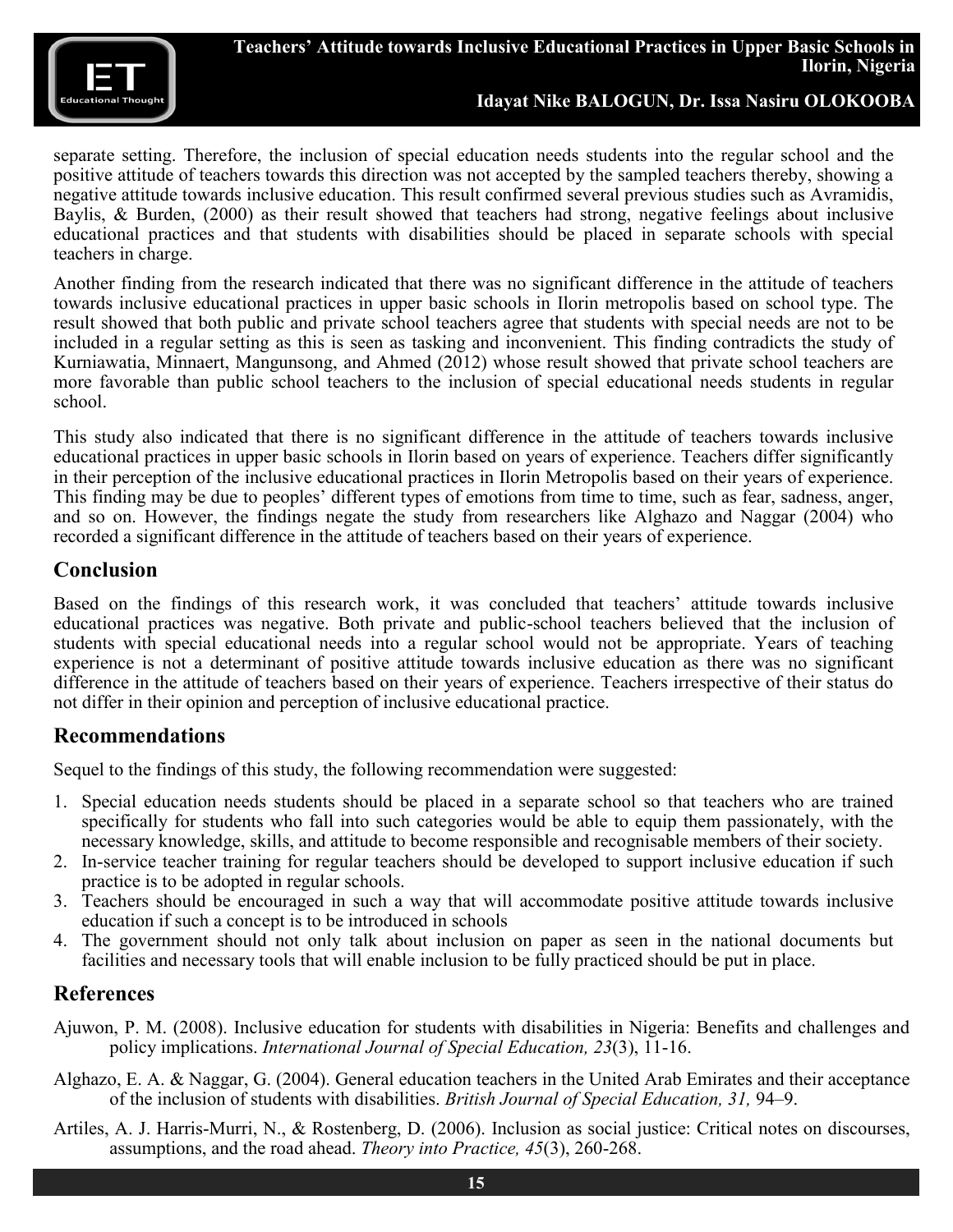separate setting. Therefore, the inclusion of special education needs students into the regular school and the positive attitude of teachers towards this direction was not accepted by the sampled teachers thereby, showing a negative attitude towards inclusive education. This result confirmed several previous studies such as Avramidis, Baylis, & Burden, (2000) as their result showed that teachers had strong, negative feelings about inclusive educational practices and that students with disabilities should be placed in separate schools with special teachers in charge.

Another finding from the research indicated that there was no significant difference in the attitude of teachers towards inclusive educational practices in upper basic schools in Ilorin metropolis based on school type. The result showed that both public and private school teachers agree that students with special needs are not to be included in a regular setting as this is seen as tasking and inconvenient. This finding contradicts the study of Kurniawatia, Minnaert, Mangunsong, and Ahmed (2012) whose result showed that private school teachers are more favorable than public school teachers to the inclusion of special educational needs students in regular school.

This study also indicated that there is no significant difference in the attitude of teachers towards inclusive educational practices in upper basic schools in Ilorin based on years of experience. Teachers differ significantly in their perception of the inclusive educational practices in Ilorin Metropolis based on their years of experience. This finding may be due to peoples' different types of emotions from time to time, such as fear, sadness, anger, and so on. However, the findings negate the study from researchers like Alghazo and Naggar (2004) who recorded a significant difference in the attitude of teachers based on their years of experience.

## Conclusion

Based on the findings of this research work, it was concluded that teachers' attitude towards inclusive educational practices was negative. Both private and public-school teachers believed that the inclusion of students with special educational needs into a regular school would not be appropriate. Years of teaching experience is not a determinant of positive attitude towards inclusive education as there was no significant difference in the attitude of teachers based on their years of experience. Teachers irrespective of their status do not differ in their opinion and perception of inclusive educational practice.

## Recommendations

Sequel to the findings of this study, the following recommendation were suggested:

1. Special education needs students should be placed in a separate school so that teachers who are trained specifically for students who fall into such categories would be able to equip them passionately, with the necessary knowledge, skills, and attitude to become responsible and recognisable members of their society.
2. In-service teacher training for regular teachers should be developed to support inclusive education if such practice is to be adopted in regular schools.
3. Teachers should be encouraged in such a way that will accommodate positive attitude towards inclusive education if such a concept is to be introduced in schools
4. The government should not only talk about inclusion on paper as seen in the national documents but facilities and necessary tools that will enable inclusion to be fully practiced should be put in place.

## References

Ajuwon, P. M. (2008). Inclusive education for students with disabilities in Nigeria: Benefits and challenges and policy implications. *International Journal of Special Education, 23*(3), 11-16.

Alghazo, E. A. & Naggar, G. (2004). General education teachers in the United Arab Emirates and their acceptance of the inclusion of students with disabilities. *British Journal of Special Education, 31,* 94–9.

Artiles, A. J. Harris-Murri, N., & Rostenberg, D. (2006). Inclusion as social justice: Critical notes on discourses, assumptions, and the road ahead. *Theory into Practice, 45*(3), 260-268.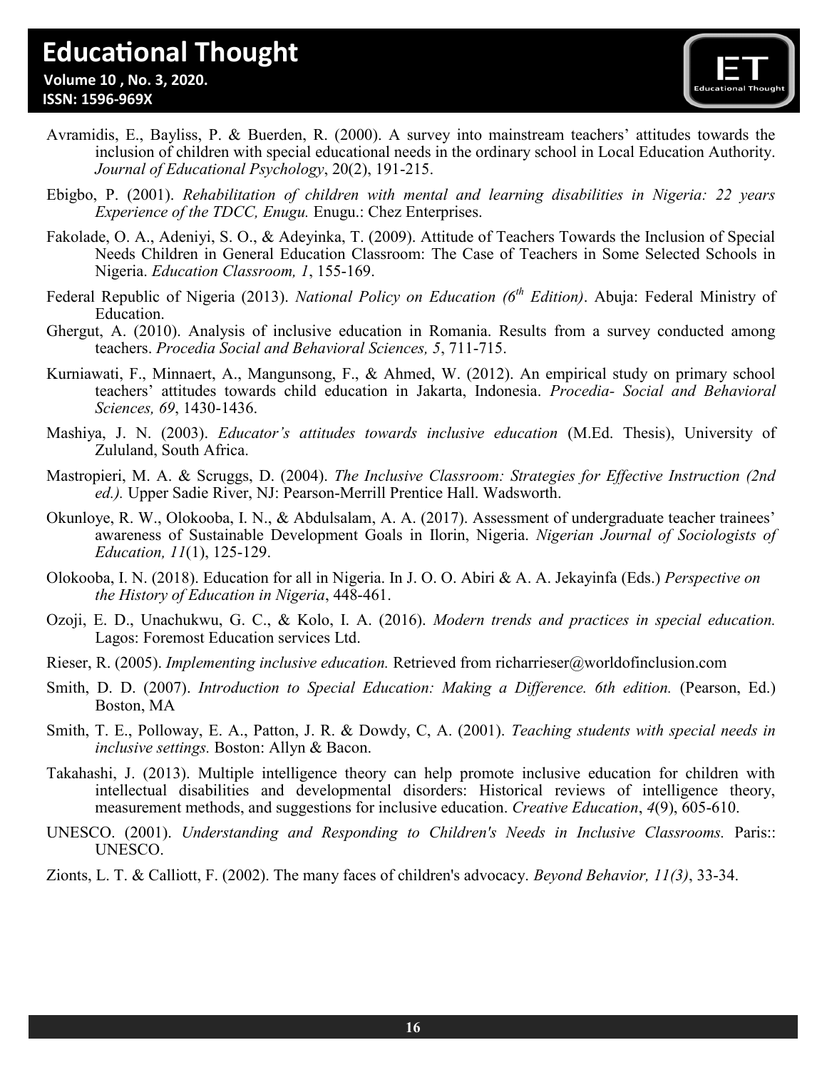Avramidis, E., Bayliss, P. & Buerden, R. (2000). A survey into mainstream teachers' attitudes towards the inclusion of children with special educational needs in the ordinary school in Local Education Authority. *Journal of Educational Psychology*, 20(2), 191-215.

Ebigbo, P. (2001). *Rehabilitation of children with mental and learning disabilities in Nigeria: 22 years Experience of the TDCC, Enugu.* Enugu.: Chez Enterprises.

Fakolade, O. A., Adeniyi, S. O., & Adeyinka, T. (2009). Attitude of Teachers Towards the Inclusion of Special Needs Children in General Education Classroom: The Case of Teachers in Some Selected Schools in Nigeria. *Education Classroom, 1*, 155-169.

Federal Republic of Nigeria (2013). *National Policy on Education (6th Edition)*. Abuja: Federal Ministry of Education.

Ghergut, A. (2010). Analysis of inclusive education in Romania. Results from a survey conducted among teachers. *Procedia Social and Behavioral Sciences, 5*, 711-715.

Kurniawati, F., Minnaert, A., Mangunsong, F., & Ahmed, W. (2012). An empirical study on primary school teachers' attitudes towards child education in Jakarta, Indonesia. *Procedia- Social and Behavioral Sciences, 69*, 1430-1436.

Mashiya, J. N. (2003). *Educator's attitudes towards inclusive education* (M.Ed. Thesis), University of Zululand, South Africa.

Mastropieri, M. A. & Scruggs, D. (2004). *The Inclusive Classroom: Strategies for Effective Instruction (2nd ed.).* Upper Sadie River, NJ: Pearson-Merrill Prentice Hall. Wadsworth.

Okunloye, R. W., Olokooba, I. N., & Abdulsalam, A. A. (2017). Assessment of undergraduate teacher trainees' awareness of Sustainable Development Goals in Ilorin, Nigeria. *Nigerian Journal of Sociologists of Education, 11*(1), 125-129.

Olokooba, I. N. (2018). Education for all in Nigeria. In J. O. O. Abiri & A. A. Jekayinfa (Eds.) *Perspective on the History of Education in Nigeria*, 448-461.

Ozoji, E. D., Unachukwu, G. C., & Kolo, I. A. (2016). *Modern trends and practices in special education.* Lagos: Foremost Education services Ltd.

Rieser, R. (2005). *Implementing inclusive education.* Retrieved from richarrieser@worldofinclusion.com

Smith, D. D. (2007). *Introduction to Special Education: Making a Difference. 6th edition.* (Pearson, Ed.) Boston, MA

Smith, T. E., Polloway, E. A., Patton, J. R. & Dowdy, C, A. (2001). *Teaching students with special needs in inclusive settings.* Boston: Allyn & Bacon.

Takahashi, J. (2013). Multiple intelligence theory can help promote inclusive education for children with intellectual disabilities and developmental disorders: Historical reviews of intelligence theory, measurement methods, and suggestions for inclusive education. *Creative Education*, *4*(9), 605-610.

UNESCO. (2001). *Understanding and Responding to Children's Needs in Inclusive Classrooms.* Paris:: UNESCO.

Zionts, L. T. & Calliott, F. (2002). The many faces of children's advocacy. *Beyond Behavior, 11(3)*, 33-34.